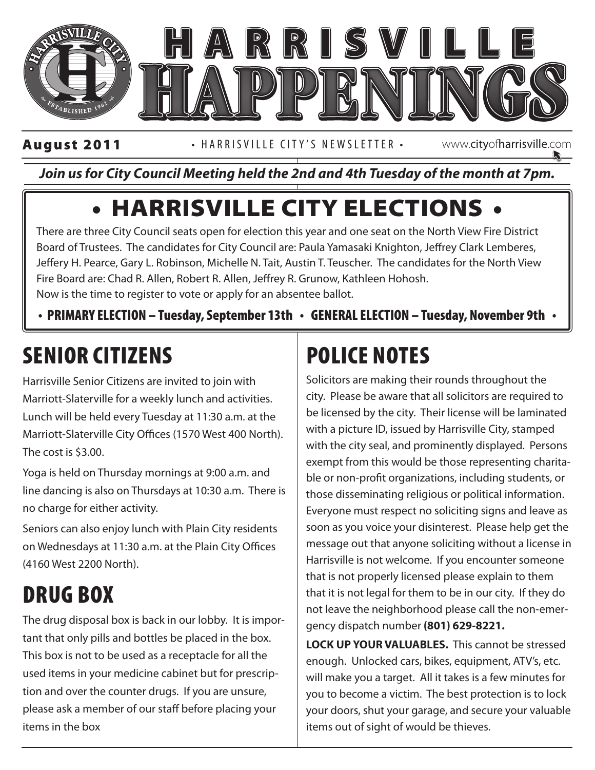# HARRISVILLE HAPPENINGS

**August 2011** • HARRISVILLE CITY'S NEWSLETTER • www.cityofharrisville.com

***Join us for City Council Meeting held the 2nd and 4th Tuesday of the month at 7pm.***

## • HARRISVILLE CITY ELECTIONS •

There are three City Council seats open for election this year and one seat on the North View Fire District Board of Trustees. The candidates for City Council are: Paula Yamasaki Knighton, Jeffrey Clark Lemberes, Jeffery H. Pearce, Gary L. Robinson, Michelle N. Tait, Austin T. Teuscher. The candidates for the North View Fire Board are: Chad R. Allen, Robert R. Allen, Jeffrey R. Grunow, Kathleen Hohosh.
Now is the time to register to vote or apply for an absentee ballot.

**• PRIMARY ELECTION – Tuesday, September 13th • GENERAL ELECTION – Tuesday, November 9th •**

## SENIOR CITIZENS

Harrisville Senior Citizens are invited to join with Marriott-Slaterville for a weekly lunch and activities. Lunch will be held every Tuesday at 11:30 a.m. at the Marriott-Slaterville City Offices (1570 West 400 North). The cost is $3.00.

Yoga is held on Thursday mornings at 9:00 a.m. and line dancing is also on Thursdays at 10:30 a.m. There is no charge for either activity.

Seniors can also enjoy lunch with Plain City residents on Wednesdays at 11:30 a.m. at the Plain City Offices (4160 West 2200 North).

## DRUG BOX

The drug disposal box is back in our lobby. It is important that only pills and bottles be placed in the box. This box is not to be used as a receptacle for all the used items in your medicine cabinet but for prescription and over the counter drugs. If you are unsure, please ask a member of our staff before placing your items in the box

## POLICE NOTES

Solicitors are making their rounds throughout the city. Please be aware that all solicitors are required to be licensed by the city. Their license will be laminated with a picture ID, issued by Harrisville City, stamped with the city seal, and prominently displayed. Persons exempt from this would be those representing charitable or non-profit organizations, including students, or those disseminating religious or political information. Everyone must respect no soliciting signs and leave as soon as you voice your disinterest. Please help get the message out that anyone soliciting without a license in Harrisville is not welcome. If you encounter someone that is not properly licensed please explain to them that it is not legal for them to be in our city. If they do not leave the neighborhood please call the non-emergency dispatch number **(801) 629-8221.**

**LOCK UP YOUR VALUABLES.** This cannot be stressed enough. Unlocked cars, bikes, equipment, ATV's, etc. will make you a target. All it takes is a few minutes for you to become a victim. The best protection is to lock your doors, shut your garage, and secure your valuable items out of sight of would be thieves.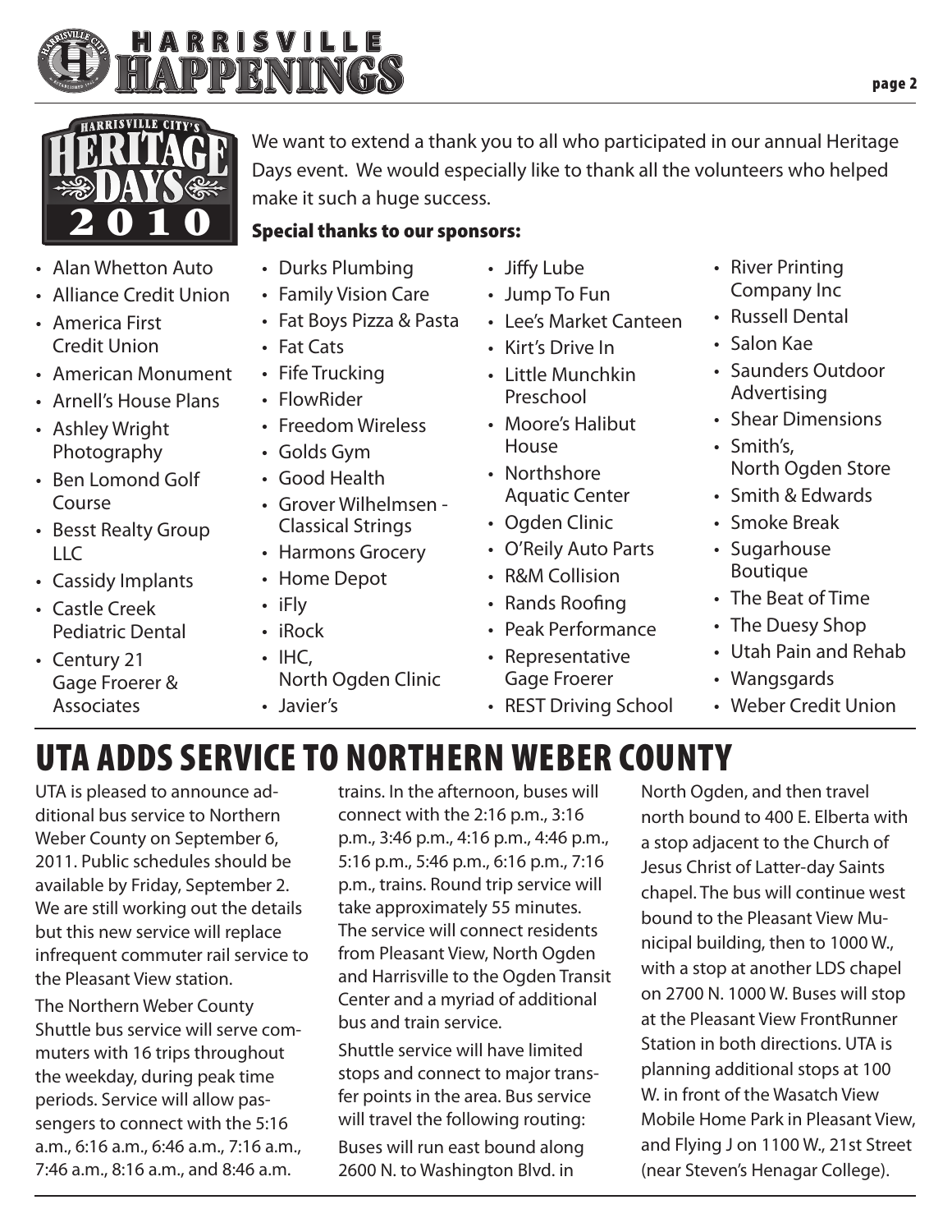We want to extend a thank you to all who participated in our annual Heritage Days event. We would especially like to thank all the volunteers who helped make it such a huge success.

**Special thanks to our sponsors:**

- Alan Whetton Auto
- Alliance Credit Union
- America First Credit Union
- American Monument
- Arnell's House Plans
- Ashley Wright Photography
- Ben Lomond Golf Course
- Besst Realty Group LLC
- Cassidy Implants
- Castle Creek Pediatric Dental
- Century 21 Gage Froerer & Associates
- Durks Plumbing
- Family Vision Care
- Fat Boys Pizza & Pasta
- Fat Cats
- Fife Trucking
- FlowRider
- Freedom Wireless
- Golds Gym
- Good Health
- Grover Wilhelmsen - Classical Strings
- Harmons Grocery
- Home Depot
- iFly
- iRock
- IHC, North Ogden Clinic
- Javier's
- Jiffy Lube
- Jump To Fun
- Lee's Market Canteen
- Kirt's Drive In
- Little Munchkin Preschool
- Moore's Halibut House
- Northshore Aquatic Center
- Ogden Clinic
- O'Reily Auto Parts
- R&M Collision
- Rands Roofing
- Peak Performance
- Representative Gage Froerer
- REST Driving School
- River Printing Company Inc
- Russell Dental
- Salon Kae
- Saunders Outdoor Advertising
- Shear Dimensions
- Smith's, North Ogden Store
- Smith & Edwards
- Smoke Break
- Sugarhouse Boutique
- The Beat of Time
- The Duesy Shop
- Utah Pain and Rehab
- Wangsgards
- Weber Credit Union

# UTA ADDS SERVICE TO NORTHERN WEBER COUNTY

UTA is pleased to announce additional bus service to Northern Weber County on September 6, 2011. Public schedules should be available by Friday, September 2. We are still working out the details but this new service will replace infrequent commuter rail service to the Pleasant View station.

The Northern Weber County Shuttle bus service will serve commuters with 16 trips throughout the weekday, during peak time periods. Service will allow passengers to connect with the 5:16 a.m., 6:16 a.m., 6:46 a.m., 7:16 a.m., 7:46 a.m., 8:16 a.m., and 8:46 a.m. trains. In the afternoon, buses will connect with the 2:16 p.m., 3:16 p.m., 3:46 p.m., 4:16 p.m., 4:46 p.m., 5:16 p.m., 5:46 p.m., 6:16 p.m., 7:16 p.m., trains. Round trip service will take approximately 55 minutes. The service will connect residents from Pleasant View, North Ogden and Harrisville to the Ogden Transit Center and a myriad of additional bus and train service.

Shuttle service will have limited stops and connect to major transfer points in the area. Bus service will travel the following routing:

Buses will run east bound along 2600 N. to Washington Blvd. in North Ogden, and then travel north bound to 400 E. Elberta with a stop adjacent to the Church of Jesus Christ of Latter-day Saints chapel. The bus will continue west bound to the Pleasant View Municipal building, then to 1000 W., with a stop at another LDS chapel on 2700 N. 1000 W. Buses will stop at the Pleasant View FrontRunner Station in both directions. UTA is planning additional stops at 100 W. in front of the Wasatch View Mobile Home Park in Pleasant View, and Flying J on 1100 W., 21st Street (near Steven's Henagar College).